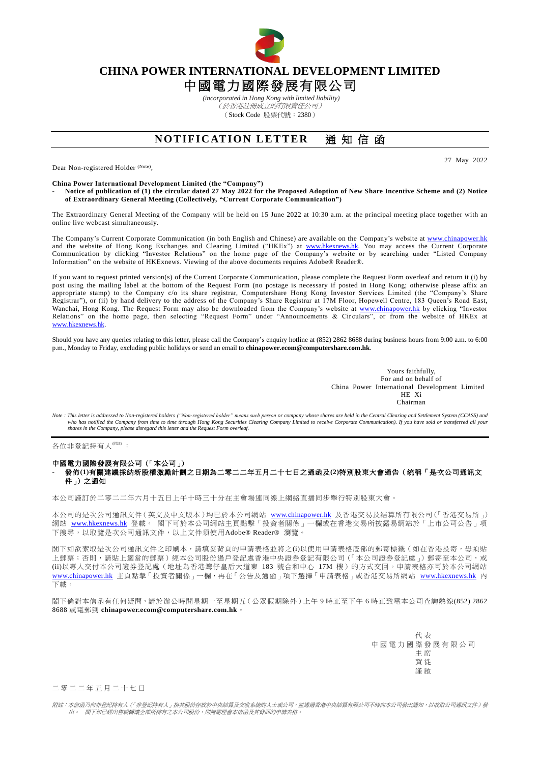# CHINA POWER INTERNATIONAL DEVELOPMENT LIMITED

# 中國電力國際發展有限公司

*(incorporated in Hong Kong with limited liability)*

*(於香港註冊成立的有限責任公司)*

（Stock Code 股票代號：2380）

## NOTIFICATION LETTER 通知信函

27 May 2022

Dear Non-registered Holder (Note),

**China Power International Development Limited (the "Company")**

- **Notice of publication of (1) the circular dated 27 May 2022 for the Proposed Adoption of New Share Incentive Scheme and (2) Notice of Extraordinary General Meeting (Collectively, "Current Corporate Communication")**

The Extraordinary General Meeting of the Company will be held on 15 June 2022 at 10:30 a.m. at the principal meeting place together with an online live webcast simultaneously.

The Company's Current Corporate Communication (in both English and Chinese) are available on the Company's website at www.chinapower.hk and the website of Hong Kong Exchanges and Clearing Limited ("HKEx") at www.hkexnews.hk. You may access the Current Corporate Communication by clicking "Investor Relations" on the home page of the Company's website or by searching under "Listed Company Information" on the website of HKExnews. Viewing of the above documents requires Adobe® Reader®.

If you want to request printed version(s) of the Current Corporate Communication, please complete the Request Form overleaf and return it (i) by post using the mailing label at the bottom of the Request Form (no postage is necessary if posted in Hong Kong; otherwise please affix an appropriate stamp) to the Company c/o its share registrar, Computershare Hong Kong Investor Services Limited (the "Company's Share Registrar"), or (ii) by hand delivery to the address of the Company's Share Registrar at 17M Floor, Hopewell Centre, 183 Queen's Road East, Wanchai, Hong Kong. The Request Form may also be downloaded from the Company's website at www.chinapower.hk by clicking "Investor Relations" on the home page, then selecting "Request Form" under "Announcements & Circulars", or from the website of HKEx at www.hkexnews.hk.

Should you have any queries relating to this letter, please call the Company's enquiry hotline at (852) 2862 8688 during business hours from 9:00 a.m. to 6:00 p.m., Monday to Friday, excluding public holidays or send an email to **chinapower.ecom@computershare.com.hk**.

Yours faithfully,
For and on behalf of
China Power International Development Limited
HE Xi
Chairman

*Note : This letter is addressed to Non-registered holders ("Non-registered holder" means such person or company whose shares are held in the Central Clearing and Settlement System (CCASS) and who has notified the Company from time to time through Hong Kong Securities Clearing Company Limited to receive Corporate Communication). If you have sold or transferred all your shares in the Company, please disregard this letter and the Request Form overleaf.*

---

各位非登記持有人(附註)：

**中國電力國際發展有限公司（「本公司」）**

- **發佈(1)有關建議採納新股權激勵計劃之日期為二零二二年五月二十七日之通函及(2)特別股東大會通告（統稱「是次公司通訊文件」）之通知**

本公司謹訂於二零二二年六月十五日上午十時三十分在主會場連同線上網絡直播同步舉行特別股東大會。

本公司的是次公司通訊文件（英文及中文版本）均已於本公司網站 www.chinapower.hk 及香港交易及結算所有限公司（「香港交易所」）網站 www.hkexnews.hk 登載。 閣下可於本公司網站主頁點擊「投資者關係」一欄或在香港交易所披露易網站於「上市公司公告」項下搜尋，以取覽是次公司通訊文件，以上文件須使用Adobe® Reader® 瀏覽。

閣下如欲索取是次公司通訊文件之印刷本，請填妥背頁的申請表格並將之(i)以使用申請表格底部的郵寄標籤（如在香港投寄，毋須貼上郵票；否則，請貼上適當的郵票）經本公司股份過戶登記處香港中央證券登記有限公司（「本公司證券登記處」）郵寄至本公司，或(ii)以專人交付本公司證券登記處（地址為香港灣仔皇后大道東 183 號合和中心 17M 樓）的方式交回。申請表格亦可於本公司網站 www.chinapower.hk 主頁點擊「投資者關係」一欄，再在「公告及通函」項下選擇「申請表格」或香港交易所網站 www.hkexnews.hk 內下載。

閣下倘對本信函有任何疑問，請於辦公時間星期一至星期五（公眾假期除外）上午 9 時正至下午 6 時正致電本公司查詢熱線(852) 2862 8688 或電郵到 **chinapower.ecom@computershare.com.hk**。

代表
中國電力國際發展有限公司
主席
賀徙
謹啟

二零二二年五月二十七日

*附註：本信函乃向非登記持有人（「非登記持有人」指其股份存放於中央結算及交收系統的人士或公司，並透過香港中央結算有限公司不時向本公司發出通知，以收取公司通訊文件）發出。 閣下如已經出售或轉讓全部所持有之本公司股份，則無需理會本信函及其背面的申請表格。*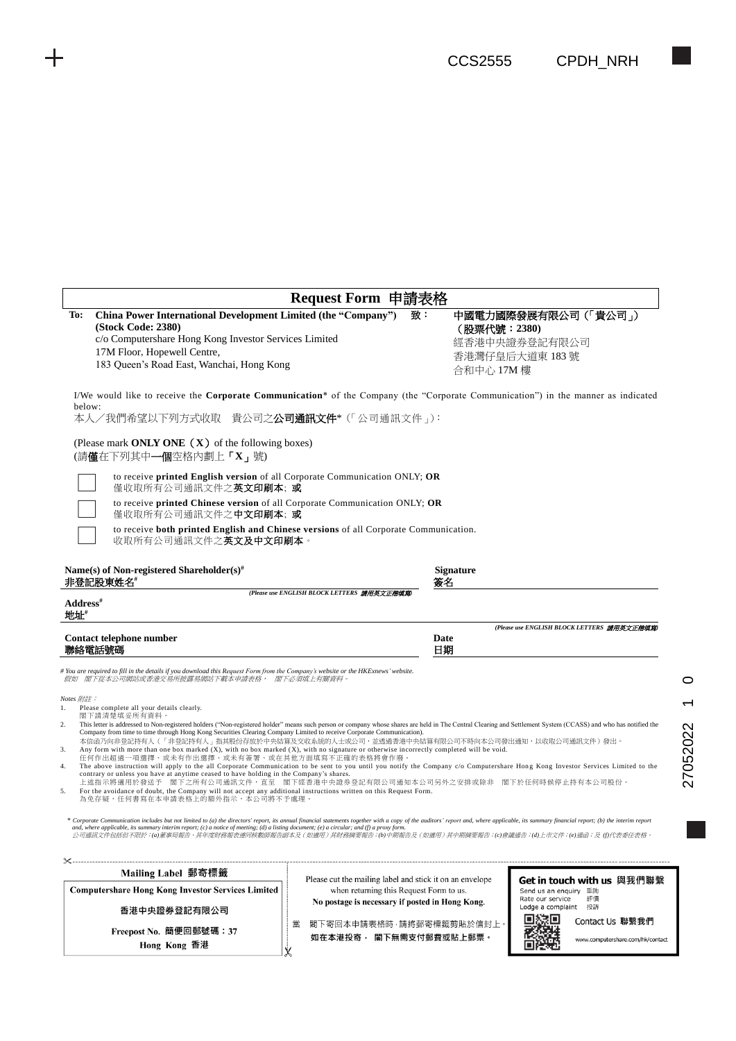# Request Form 申請表格

**To:** **China Power International Development Limited (the "Company") (Stock Code: 2380)**
c/o Computershare Hong Kong Investor Services Limited
17M Floor, Hopewell Centre,
183 Queen's Road East, Wanchai, Hong Kong

**致：** **中國電力國際發展有限公司（「貴公司」）（股票代號：2380）**
經香港中央證券登記有限公司
香港灣仔皇后大道東183號
合和中心17M樓

I/We would like to receive the **Corporate Communication*** of the Company (the "Corporate Communication") in the manner as indicated below:
本人／我們希望以下列方式收取 貴公司之**公司通訊文件***（「公司通訊文件」）：

(Please mark **ONLY ONE** (**X**) of the following boxes)
(請**僅**在下列其中**一個**空格內劃上「**X**」號)

☐ to receive **printed English version** of all Corporate Communication ONLY; **OR**
僅收取所有公司通訊文件之**英文印刷本**；**或**

☐ to receive **printed Chinese version** of all Corporate Communication ONLY; **OR**
僅收取所有公司通訊文件之**中文印刷本**；**或**

☐ to receive **both printed English and Chinese versions** of all Corporate Communication.
收取所有公司通訊文件之**英文及中文印刷本**。

**Name(s) of Non-registered Shareholder(s)#**
**非登記股東姓名#**
*(Please use ENGLISH BLOCK LETTERS 請用英文正楷填寫)*

**Signature**
**簽名**

**Address#**
**地址#**
*(Please use ENGLISH BLOCK LETTERS 請用英文正楷填寫)*

**Contact telephone number**
**聯絡電話號碼**

**Date**
**日期**

*# You are required to fill in the details if you download this Request Form from the Company's website or the HKExnews' website.*
*假如 閣下從本公司網站或香港交易所披露易網站下載本申請表格， 閣下必須填上有關資料。*

*Notes 附註：*

1. Please complete all your details clearly.
閣下請清楚填妥所有資料。
2. This letter is addressed to Non-registered holders ("Non-registered holder" means such person or company whose shares are held in The Central Clearing and Settlement System (CCASS) and who has notified the Company from time to time through Hong Kong Securities Clearing Company Limited to receive Corporate Communication).
本信函乃向非登記持有人（「非登記持有人」指其股份存放於中央結算及交收系統的人士或公司，並透過香港中央結算有限公司不時向本公司發出通知，以收取公司通訊文件）發出。
3. Any form with more than one box marked (X), with no box marked (X), with no signature or otherwise incorrectly completed will be void.
任何作出超過一項選擇、或未有作出選擇、或未有簽署、或在其他方面填寫不正確的表格將會作廢。
4. The above instruction will apply to the all Corporate Communication to be sent to you until you notify the Company c/o Computershare Hong Kong Investor Services Limited to the contrary or unless you have at anytime ceased to have holding in the Company's shares.
上述指示將適用於發送予 閣下之所有公司通訊文件，直至 閣下經香港中央證券登記有限公司通知本公司另外之安排或除非 閣下於任何時候停止持有本公司股份。
5. For the avoidance of doubt, the Company will not accept any additional instructions written on this Request Form.
為免存疑，任何書寫在本申請表格上的額外指示，本公司將不予處理。

*\* Corporate Communication includes but not limited to (a) the directors' report, its annual financial statements together with a copy of the auditors' report and, where applicable, its summary financial report; (b) the interim report and, where applicable, its summary interim report; (c) a notice of meeting; (d) a listing document; (e) a circular; and (f) a proxy form.*
*公司通訊文件包括但不限於：(a)董事局報告、其年度財務報表連同核數師報告副本及（如適用）其財務摘要報告；(b)中期報告及（如適用）其中期摘要報告；(c)會議通告；(d)上市文件；(e)通函；及 (f)代表委任表格。*

---

**Mailing Label 郵寄標籤**

**Computershare Hong Kong Investor Services Limited**
**香港中央證券登記有限公司**
**Freepost No. 簡便回郵號碼：37**
**Hong Kong 香港**

Please cut the mailing label and stick it on an envelope when returning this Request Form to us.
**No postage is necessary if posted in Hong Kong.**

當 閣下寄回本申請表格時，請將郵寄標籤剪貼於信封上。
**如在本港投寄， 閣下無需支付郵費或貼上郵票。**

**Get in touch with us 與我們聯繫**
Send us an enquiry 查詢
Rate our service 評價
Lodge a complaint 投訴
Contact Us 聯繫我們
www.computershare.com/hk/contact